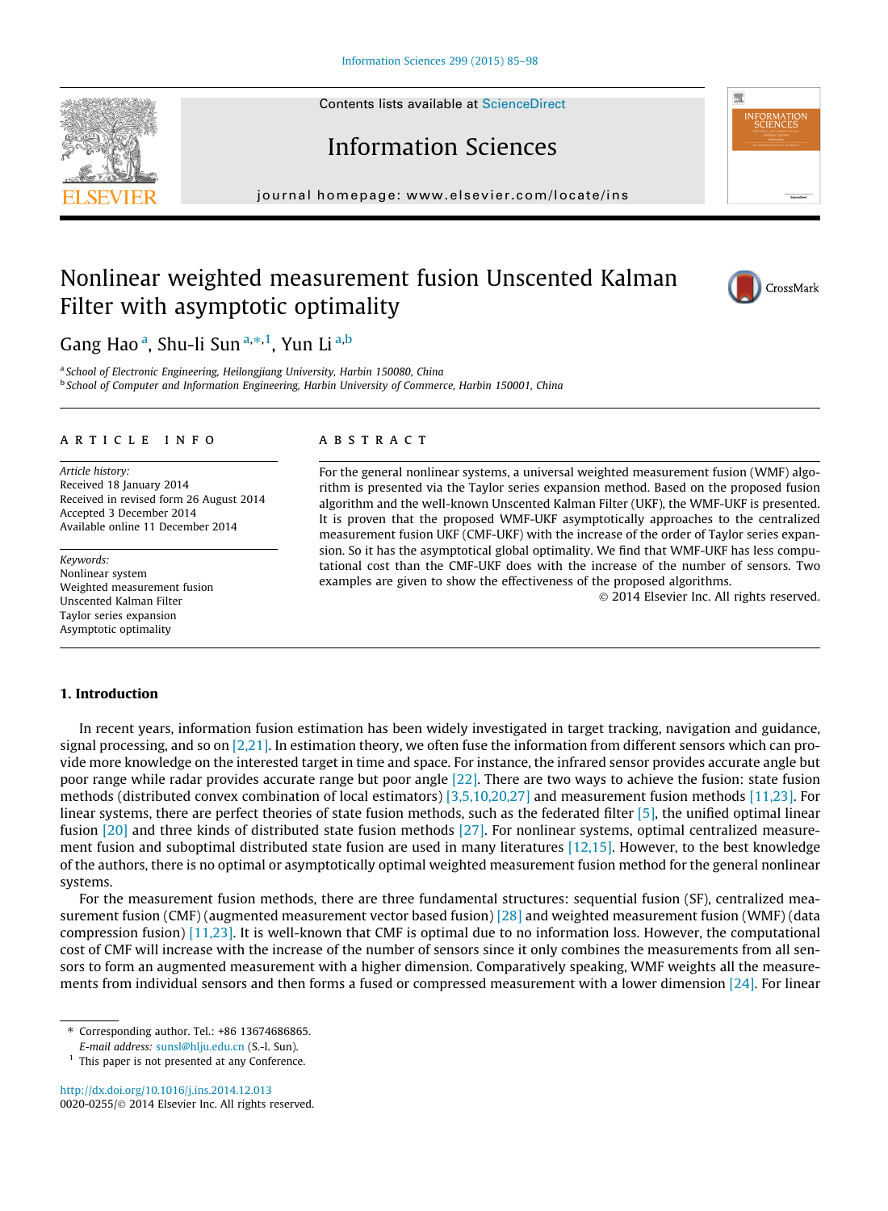# Nonlinear weighted measurement fusion Unscented Kalman Filter with asymptotic optimality

Gang Hao [a], Shu-li Sun [a,*,1], Yun Li [a,b]

[a] School of Electronic Engineering, Heilongjiang University, Harbin 150080, China
[b] School of Computer and Information Engineering, Harbin University of Commerce, Harbin 150001, China

**ARTICLE INFO**

*Article history:*
Received 18 January 2014
Received in revised form 26 August 2014
Accepted 3 December 2014
Available online 11 December 2014

*Keywords:*
Nonlinear system
Weighted measurement fusion
Unscented Kalman Filter
Taylor series expansion
Asymptotic optimality

**ABSTRACT**

For the general nonlinear systems, a universal weighted measurement fusion (WMF) algorithm is presented via the Taylor series expansion method. Based on the proposed fusion algorithm and the well-known Unscented Kalman Filter (UKF), the WMF-UKF is presented. It is proven that the proposed WMF-UKF asymptotically approaches to the centralized measurement fusion UKF (CMF-UKF) with the increase of the order of Taylor series expansion. So it has the asymptotical global optimality. We find that WMF-UKF has less computational cost than the CMF-UKF does with the increase of the number of sensors. Two examples are given to show the effectiveness of the proposed algorithms.

© 2014 Elsevier Inc. All rights reserved.

## 1. Introduction

In recent years, information fusion estimation has been widely investigated in target tracking, navigation and guidance, signal processing, and so on [2,21]. In estimation theory, we often fuse the information from different sensors which can provide more knowledge on the interested target in time and space. For instance, the infrared sensor provides accurate angle but poor range while radar provides accurate range but poor angle [22]. There are two ways to achieve the fusion: state fusion methods (distributed convex combination of local estimators) [3,5,10,20,27] and measurement fusion methods [11,23]. For linear systems, there are perfect theories of state fusion methods, such as the federated filter [5], the unified optimal linear fusion [20] and three kinds of distributed state fusion methods [27]. For nonlinear systems, optimal centralized measurement fusion and suboptimal distributed state fusion are used in many literatures [12,15]. However, to the best knowledge of the authors, there is no optimal or asymptotically optimal weighted measurement fusion method for the general nonlinear systems.

For the measurement fusion methods, there are three fundamental structures: sequential fusion (SF), centralized measurement fusion (CMF) (augmented measurement vector based fusion) [28] and weighted measurement fusion (WMF) (data compression fusion) [11,23]. It is well-known that CMF is optimal due to no information loss. However, the computational cost of CMF will increase with the increase of the number of sensors since it only combines the measurements from all sensors to form an augmented measurement with a higher dimension. Comparatively speaking, WMF weights all the measurements from individual sensors and then forms a fused or compressed measurement with a lower dimension [24]. For linear

* Corresponding author. Tel.: +86 13674686865.
*E-mail address:* sunsl@hlju.edu.cn (S.-l. Sun).
[1] This paper is not presented at any Conference.

http://dx.doi.org/10.1016/j.ins.2014.12.013
0020-0255/© 2014 Elsevier Inc. All rights reserved.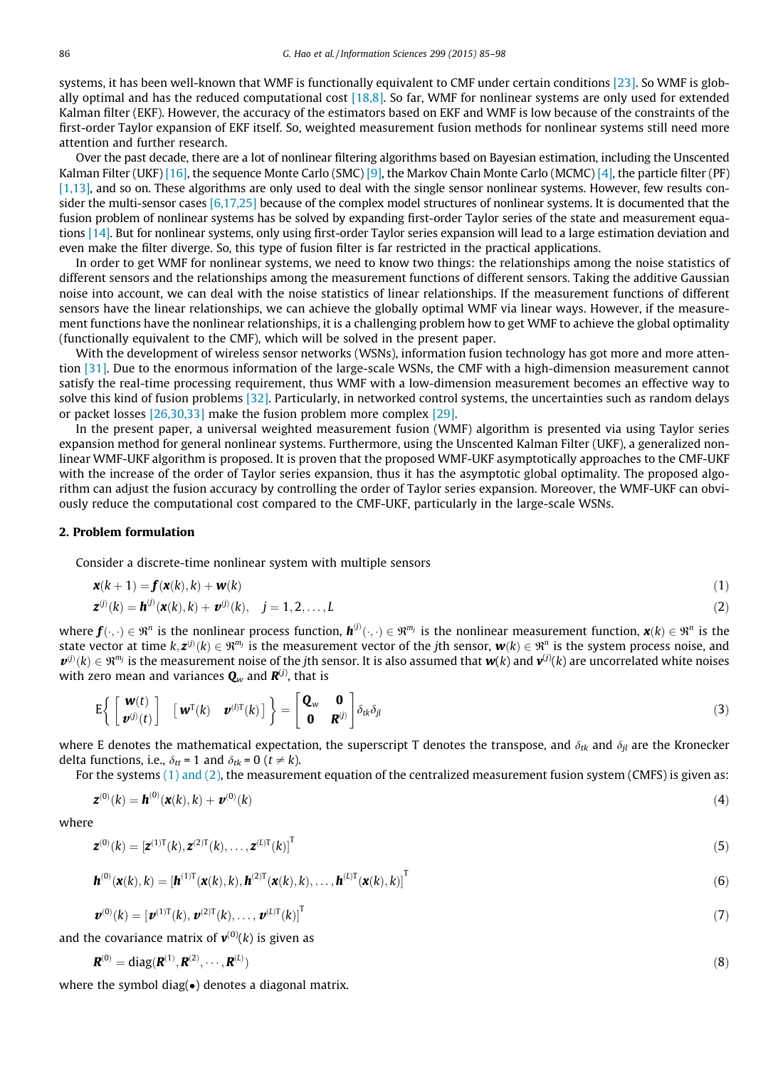systems, it has been well-known that WMF is functionally equivalent to CMF under certain conditions [23]. So WMF is globally optimal and has the reduced computational cost [18,8]. So far, WMF for nonlinear systems are only used for extended Kalman filter (EKF). However, the accuracy of the estimators based on EKF and WMF is low because of the constraints of the first-order Taylor expansion of EKF itself. So, weighted measurement fusion methods for nonlinear systems still need more attention and further research.

Over the past decade, there are a lot of nonlinear filtering algorithms based on Bayesian estimation, including the Unscented Kalman Filter (UKF) [16], the sequence Monte Carlo (SMC) [9], the Markov Chain Monte Carlo (MCMC) [4], the particle filter (PF) [1,13], and so on. These algorithms are only used to deal with the single sensor nonlinear systems. However, few results consider the multi-sensor cases [6,17,25] because of the complex model structures of nonlinear systems. It is documented that the fusion problem of nonlinear systems has been solved by expanding first-order Taylor series of the state and measurement equations [14]. But for nonlinear systems, only using first-order Taylor series expansion will lead to a large estimation deviation and even make the filter diverge. So, this type of fusion filter is far restricted in the practical applications.

In order to get WMF for nonlinear systems, we need to know two things: the relationships among the noise statistics of different sensors and the relationships among the measurement functions of different sensors. Taking the additive Gaussian noise into account, we can deal with the noise statistics of linear relationships. If the measurement functions of different sensors have the linear relationships, we can achieve the globally optimal WMF via linear ways. However, if the measurement functions have the nonlinear relationships, it is a challenging problem how to get WMF to achieve the global optimality (functionally equivalent to the CMF), which will be solved in the present paper.

With the development of wireless sensor networks (WSNs), information fusion technology has got more and more attention [31]. Due to the enormous information of the large-scale WSNs, the CMF with a high-dimension measurement cannot satisfy the real-time processing requirement, thus WMF with a low-dimension measurement becomes an effective way to solve this kind of fusion problems [32]. Particularly, in networked control systems, the uncertainties such as random delays or packet losses [26,30,33] make the fusion problem more complex [29].

In the present paper, a universal weighted measurement fusion (WMF) algorithm is presented via using Taylor series expansion method for general nonlinear systems. Furthermore, using the Unscented Kalman Filter (UKF), a generalized nonlinear WMF-UKF algorithm is proposed. It is proven that the proposed WMF-UKF asymptotically approaches to the CMF-UKF with the increase of the order of Taylor series expansion, thus it has the asymptotic global optimality. The proposed algorithm can adjust the fusion accuracy by controlling the order of Taylor series expansion. Moreover, the WMF-UKF can obviously reduce the computational cost compared to the CMF-UKF, particularly in the large-scale WSNs.

## 2. Problem formulation

Consider a discrete-time nonlinear system with multiple sensors

$$\boldsymbol{x}(k+1) = \boldsymbol{f}(\boldsymbol{x}(k), k) + \boldsymbol{w}(k) \tag{1}$$

$$\boldsymbol{z}^{(j)}(k) = \boldsymbol{h}^{(j)}(\boldsymbol{x}(k), k) + \boldsymbol{v}^{(j)}(k), \quad j = 1, 2, \ldots, L \tag{2}$$

where $\boldsymbol{f}(\cdot,\cdot) \in \Re^n$ is the nonlinear process function, $\boldsymbol{h}^{(j)}(\cdot,\cdot) \in \Re^{m_j}$ is the nonlinear measurement function, $\boldsymbol{x}(k) \in \Re^n$ is the state vector at time $k$, $\boldsymbol{z}^{(j)}(k) \in \Re^{m_j}$ is the measurement vector of the $j$th sensor, $\boldsymbol{w}(k) \in \Re^n$ is the system process noise, and $\boldsymbol{v}^{(j)}(k) \in \Re^{m_j}$ is the measurement noise of the $j$th sensor. It is also assumed that $\boldsymbol{w}(k)$ and $\boldsymbol{v}^{(j)}(k)$ are uncorrelated white noises with zero mean and variances $\boldsymbol{Q}_w$ and $\boldsymbol{R}^{(j)}$, that is

$$\mathrm{E}\left\{ \begin{bmatrix} \boldsymbol{w}(t) \\ \boldsymbol{v}^{(j)}(t) \end{bmatrix} \begin{bmatrix} \boldsymbol{w}^{\mathrm{T}}(k) & \boldsymbol{v}^{(l)\mathrm{T}}(k) \end{bmatrix} \right\} = \begin{bmatrix} \boldsymbol{Q}_w & \boldsymbol{0} \\ \boldsymbol{0} & \boldsymbol{R}^{(j)} \end{bmatrix} \delta_{tk}\delta_{jl} \tag{3}$$

where E denotes the mathematical expectation, the superscript T denotes the transpose, and $\delta_{tk}$ and $\delta_{jl}$ are the Kronecker delta functions, i.e., $\delta_{tt} = 1$ and $\delta_{tk} = 0$ $(t \neq k)$.

For the systems (1) and (2), the measurement equation of the centralized measurement fusion system (CMFS) is given as:

$$\boldsymbol{z}^{(0)}(k) = \boldsymbol{h}^{(0)}(\boldsymbol{x}(k), k) + \boldsymbol{v}^{(0)}(k) \tag{4}$$

where

$$\boldsymbol{z}^{(0)}(k) = [\boldsymbol{z}^{(1)\mathrm{T}}(k), \boldsymbol{z}^{(2)\mathrm{T}}(k), \ldots, \boldsymbol{z}^{(L)\mathrm{T}}(k)]^{\mathrm{T}} \tag{5}$$

$$\boldsymbol{h}^{(0)}(\boldsymbol{x}(k), k) = [\boldsymbol{h}^{(1)\mathrm{T}}(\boldsymbol{x}(k), k), \boldsymbol{h}^{(2)\mathrm{T}}(\boldsymbol{x}(k), k), \ldots, \boldsymbol{h}^{(L)\mathrm{T}}(\boldsymbol{x}(k), k)]^{\mathrm{T}} \tag{6}$$

$$\boldsymbol{v}^{(0)}(k) = [\boldsymbol{v}^{(1)\mathrm{T}}(k), \boldsymbol{v}^{(2)\mathrm{T}}(k), \ldots, \boldsymbol{v}^{(L)\mathrm{T}}(k)]^{\mathrm{T}} \tag{7}$$

and the covariance matrix of $\boldsymbol{v}^{(0)}(k)$ is given as

$$\boldsymbol{R}^{(0)} = \mathrm{diag}(\boldsymbol{R}^{(1)}, \boldsymbol{R}^{(2)}, \cdots, \boldsymbol{R}^{(L)}) \tag{8}$$

where the symbol diag(•) denotes a diagonal matrix.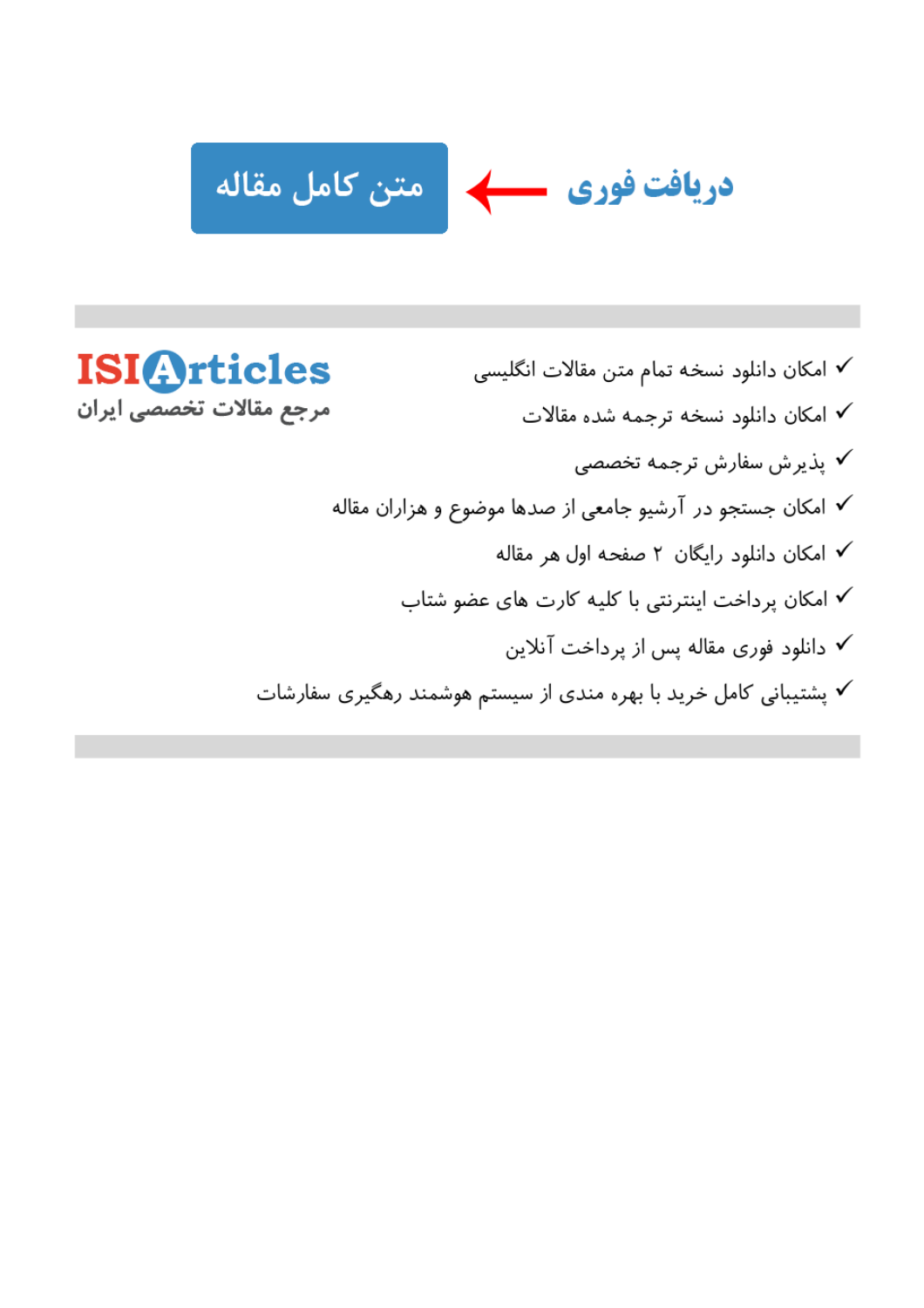دریافت فوری ← متن کامل مقاله

**ISIArticles**
مرجع مقالات تخصصی ایران

- ✓ امکان دانلود نسخه تمام متن مقالات انگلیسی
- ✓ امکان دانلود نسخه ترجمه شده مقالات
- ✓ پذیرش سفارش ترجمه تخصصی
- ✓ امکان جستجو در آرشیو جامعی از صدها موضوع و هزاران مقاله
- ✓ امکان دانلود رایگان ۲ صفحه اول هر مقاله
- ✓ امکان پرداخت اینترنتی با کلیه کارت های عضو شتاب
- ✓ دانلود فوری مقاله پس از پرداخت آنلاین
- ✓ پشتیبانی کامل خرید با بهره مندی از سیستم هوشمند رهگیری سفارشات